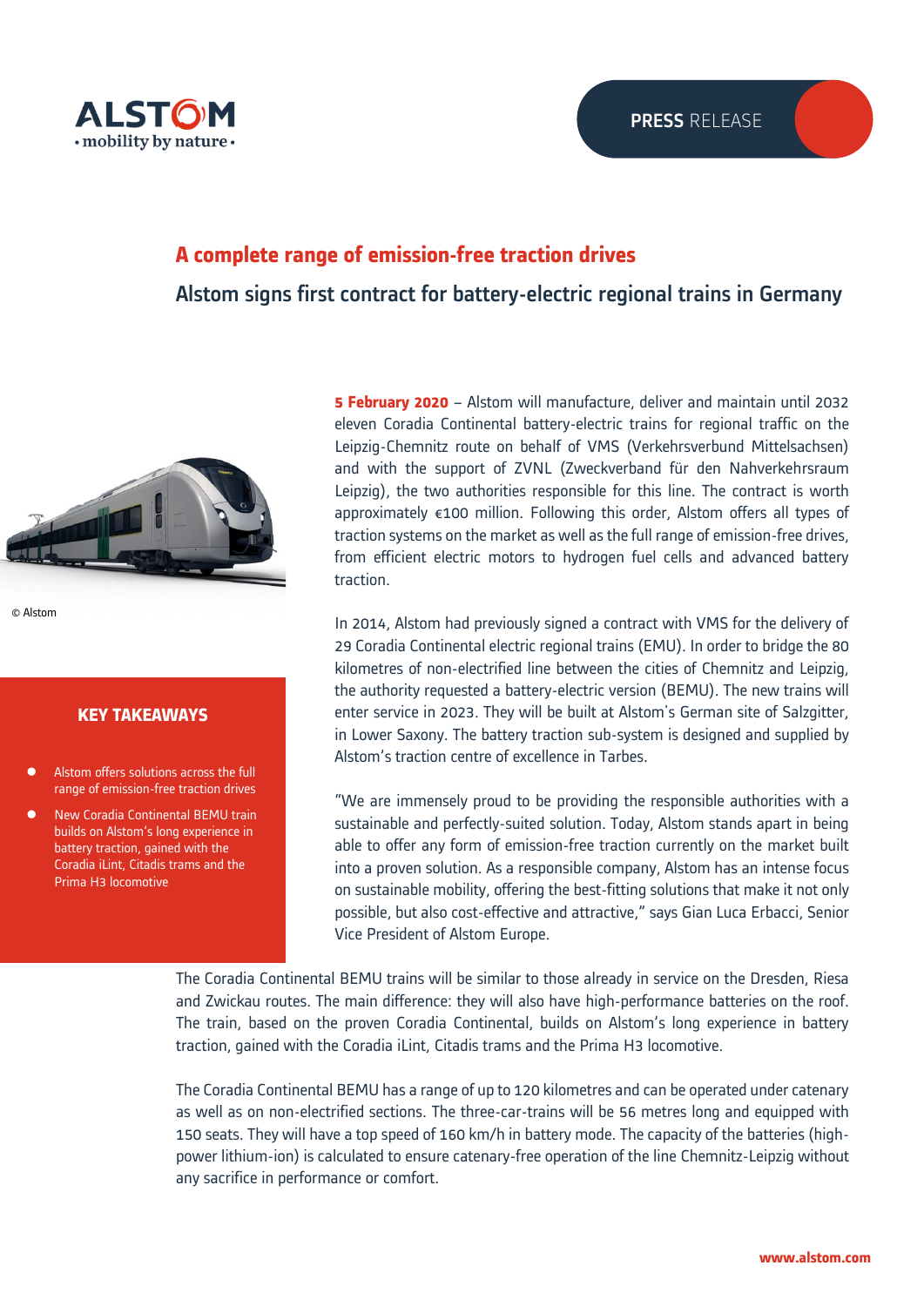ALSTOM
• mobility by nature •

**PRESS** RELEASE

# A complete range of emission-free traction drives

## Alstom signs first contract for battery-electric regional trains in Germany

© Alstom

**KEY TAKEAWAYS**

- Alstom offers solutions across the full range of emission-free traction drives
- New Coradia Continental BEMU train builds on Alstom's long experience in battery traction, gained with the Coradia iLint, Citadis trams and the Prima H3 locomotive

**5 February 2020** – Alstom will manufacture, deliver and maintain until 2032 eleven Coradia Continental battery-electric trains for regional traffic on the Leipzig-Chemnitz route on behalf of VMS (Verkehrsverbund Mittelsachsen) and with the support of ZVNL (Zweckverband für den Nahverkehrsraum Leipzig), the two authorities responsible for this line. The contract is worth approximately €100 million. Following this order, Alstom offers all types of traction systems on the market as well as the full range of emission-free drives, from efficient electric motors to hydrogen fuel cells and advanced battery traction.

In 2014, Alstom had previously signed a contract with VMS for the delivery of 29 Coradia Continental electric regional trains (EMU). In order to bridge the 80 kilometres of non-electrified line between the cities of Chemnitz and Leipzig, the authority requested a battery-electric version (BEMU). The new trains will enter service in 2023. They will be built at Alstom's German site of Salzgitter, in Lower Saxony. The battery traction sub-system is designed and supplied by Alstom's traction centre of excellence in Tarbes.

"We are immensely proud to be providing the responsible authorities with a sustainable and perfectly-suited solution. Today, Alstom stands apart in being able to offer any form of emission-free traction currently on the market built into a proven solution. As a responsible company, Alstom has an intense focus on sustainable mobility, offering the best-fitting solutions that make it not only possible, but also cost-effective and attractive," says Gian Luca Erbacci, Senior Vice President of Alstom Europe.

The Coradia Continental BEMU trains will be similar to those already in service on the Dresden, Riesa and Zwickau routes. The main difference: they will also have high-performance batteries on the roof. The train, based on the proven Coradia Continental, builds on Alstom's long experience in battery traction, gained with the Coradia iLint, Citadis trams and the Prima H3 locomotive.

The Coradia Continental BEMU has a range of up to 120 kilometres and can be operated under catenary as well as on non-electrified sections. The three-car-trains will be 56 metres long and equipped with 150 seats. They will have a top speed of 160 km/h in battery mode. The capacity of the batteries (high-power lithium-ion) is calculated to ensure catenary-free operation of the line Chemnitz-Leipzig without any sacrifice in performance or comfort.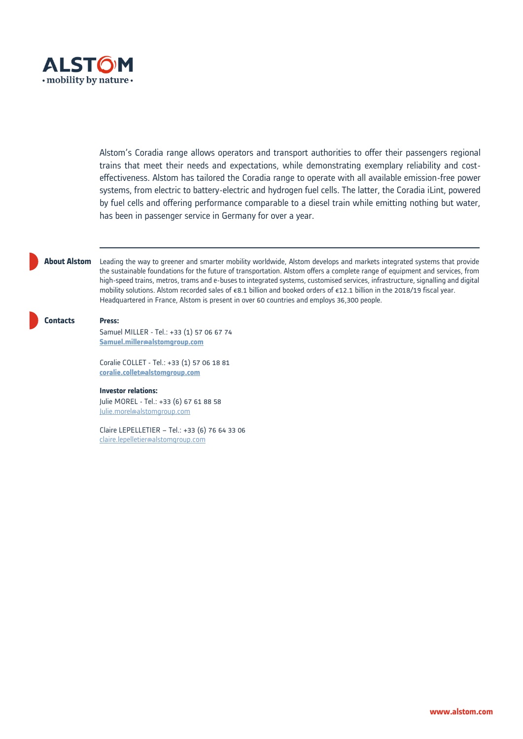Alstom's Coradia range allows operators and transport authorities to offer their passengers regional trains that meet their needs and expectations, while demonstrating exemplary reliability and cost-effectiveness. Alstom has tailored the Coradia range to operate with all available emission-free power systems, from electric to battery-electric and hydrogen fuel cells. The latter, the Coradia iLint, powered by fuel cells and offering performance comparable to a diesel train while emitting nothing but water, has been in passenger service in Germany for over a year.

---

**About Alstom**

Leading the way to greener and smarter mobility worldwide, Alstom develops and markets integrated systems that provide the sustainable foundations for the future of transportation. Alstom offers a complete range of equipment and services, from high-speed trains, metros, trams and e-buses to integrated systems, customised services, infrastructure, signalling and digital mobility solutions. Alstom recorded sales of €8.1 billion and booked orders of €12.1 billion in the 2018/19 fiscal year. Headquartered in France, Alstom is present in over 60 countries and employs 36,300 people.

**Contacts**

**Press:**

Samuel MILLER - Tel.: +33 (1) 57 06 67 74
**Samuel.miller@alstomgroup.com**

Coralie COLLET - Tel.: +33 (1) 57 06 18 81
**coralie.collet@alstomgroup.com**

**Investor relations:**

Julie MOREL - Tel.: +33 (6) 67 61 88 58
Julie.morel@alstomgroup.com

Claire LEPELLETIER – Tel.: +33 (6) 76 64 33 06
claire.lepelletier@alstomgroup.com

www.alstom.com